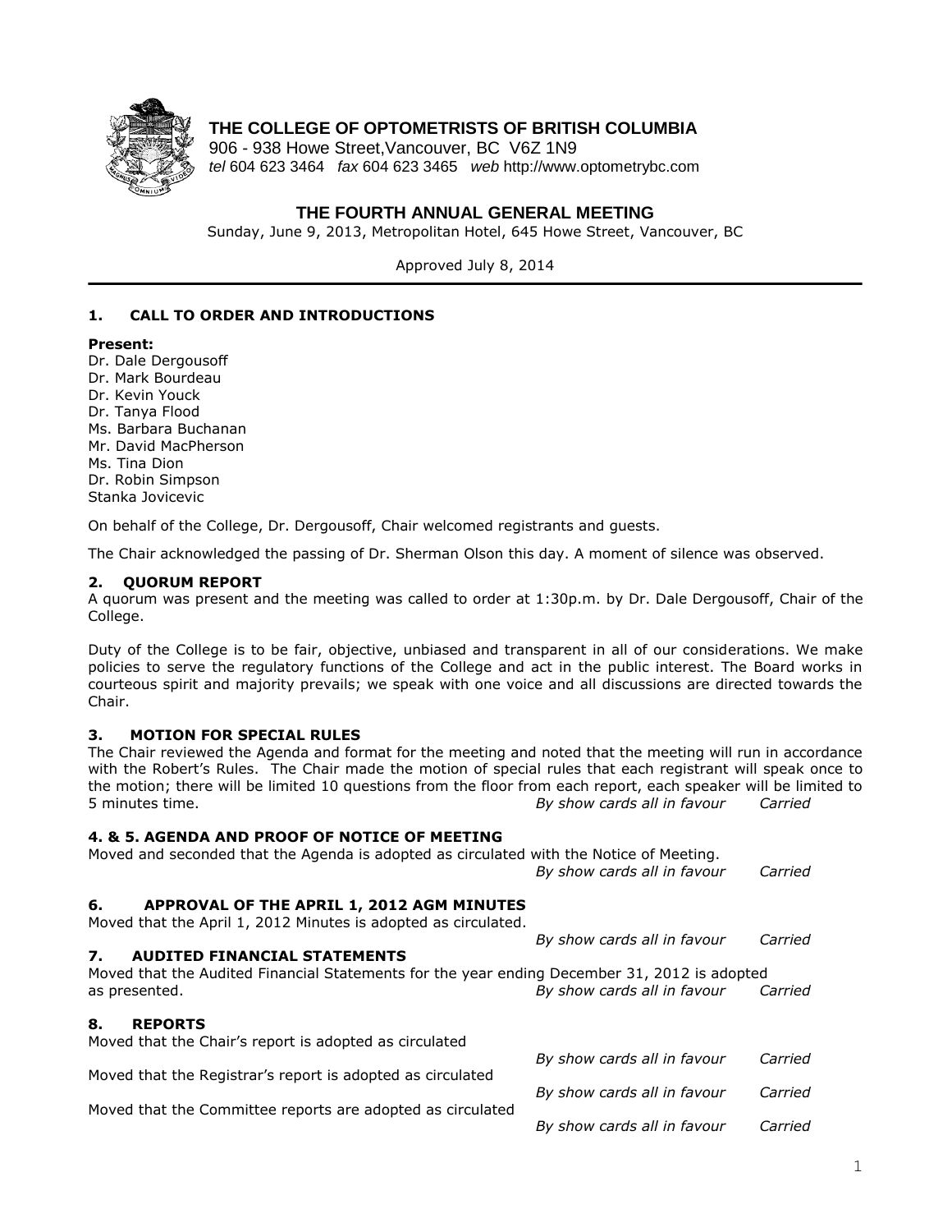**THE COLLEGE OF OPTOMETRISTS OF BRITISH COLUMBIA**
906 - 938 Howe Street,Vancouver, BC V6Z 1N9
*tel* 604 623 3464 *fax* 604 623 3465 *web* http://www.optometrybc.com

# THE FOURTH ANNUAL GENERAL MEETING

Sunday, June 9, 2013, Metropolitan Hotel, 645 Howe Street, Vancouver, BC

Approved July 8, 2014

## 1. CALL TO ORDER AND INTRODUCTIONS

**Present:**
Dr. Dale Dergousoff
Dr. Mark Bourdeau
Dr. Kevin Youck
Dr. Tanya Flood
Ms. Barbara Buchanan
Mr. David MacPherson
Ms. Tina Dion
Dr. Robin Simpson
Stanka Jovicevic

On behalf of the College, Dr. Dergousoff, Chair welcomed registrants and guests.

The Chair acknowledged the passing of Dr. Sherman Olson this day. A moment of silence was observed.

## 2. QUORUM REPORT

A quorum was present and the meeting was called to order at 1:30p.m. by Dr. Dale Dergousoff, Chair of the College.

Duty of the College is to be fair, objective, unbiased and transparent in all of our considerations. We make policies to serve the regulatory functions of the College and act in the public interest. The Board works in courteous spirit and majority prevails; we speak with one voice and all discussions are directed towards the Chair.

## 3. MOTION FOR SPECIAL RULES

The Chair reviewed the Agenda and format for the meeting and noted that the meeting will run in accordance with the Robert's Rules. The Chair made the motion of special rules that each registrant will speak once to the motion; there will be limited 10 questions from the floor from each report, each speaker will be limited to 5 minutes time. *By show cards all in favour Carried*

## 4. & 5. AGENDA AND PROOF OF NOTICE OF MEETING

Moved and seconded that the Agenda is adopted as circulated with the Notice of Meeting.
*By show cards all in favour Carried*

## 6. APPROVAL OF THE APRIL 1, 2012 AGM MINUTES

Moved that the April 1, 2012 Minutes is adopted as circulated.
*By show cards all in favour Carried*

## 7. AUDITED FINANCIAL STATEMENTS

Moved that the Audited Financial Statements for the year ending December 31, 2012 is adopted as presented. *By show cards all in favour Carried*

## 8. REPORTS

Moved that the Chair's report is adopted as circulated
*By show cards all in favour Carried*

Moved that the Registrar's report is adopted as circulated
*By show cards all in favour Carried*

Moved that the Committee reports are adopted as circulated
*By show cards all in favour Carried*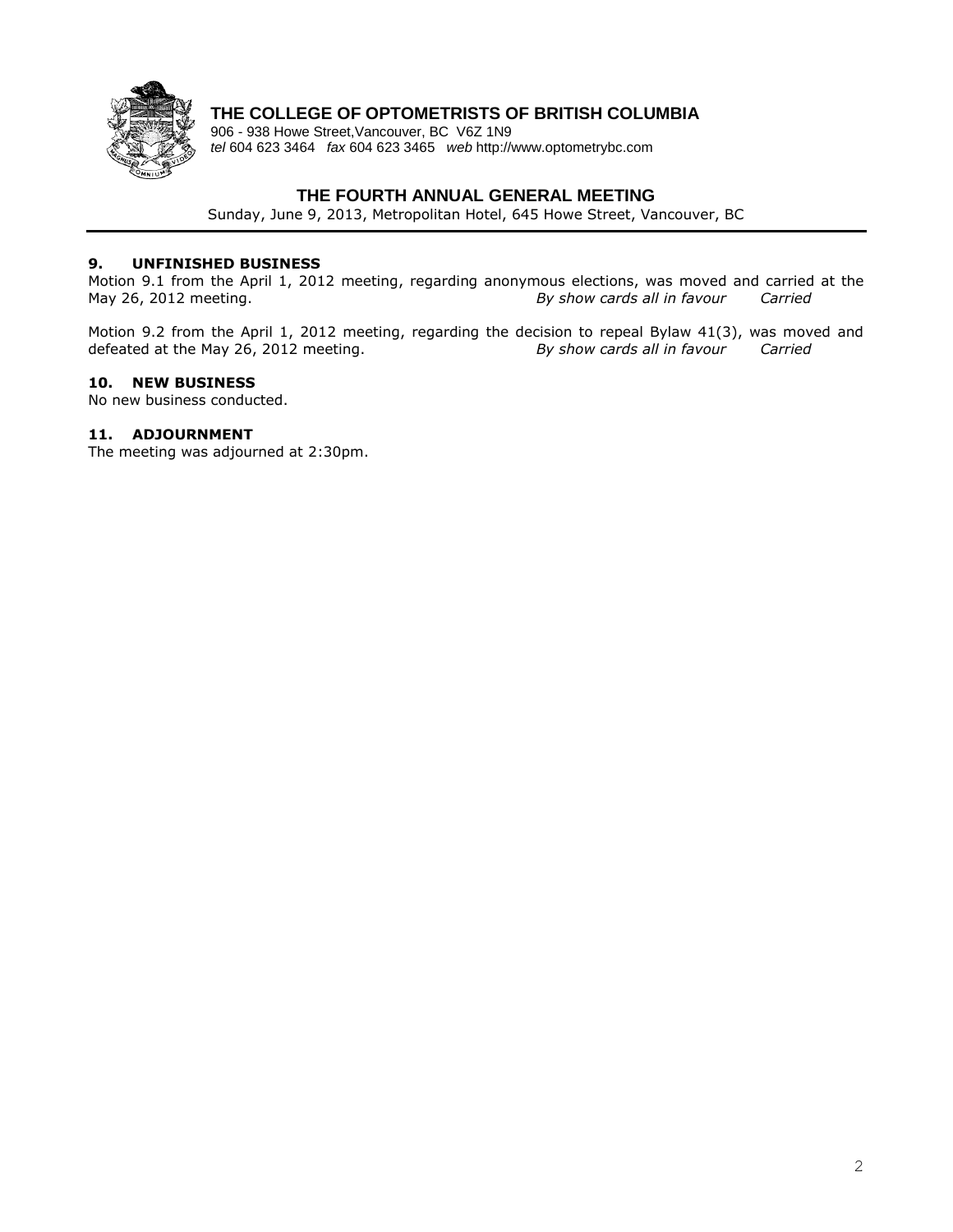**THE COLLEGE OF OPTOMETRISTS OF BRITISH COLUMBIA**
906 - 938 Howe Street,Vancouver, BC V6Z 1N9
*tel* 604 623 3464 *fax* 604 623 3465 *web* http://www.optometrybc.com

## THE FOURTH ANNUAL GENERAL MEETING

Sunday, June 9, 2013, Metropolitan Hotel, 645 Howe Street, Vancouver, BC

### 9. UNFINISHED BUSINESS

Motion 9.1 from the April 1, 2012 meeting, regarding anonymous elections, was moved and carried at the May 26, 2012 meeting. *By show cards all in favour* *Carried*

Motion 9.2 from the April 1, 2012 meeting, regarding the decision to repeal Bylaw 41(3), was moved and defeated at the May 26, 2012 meeting. *By show cards all in favour* *Carried*

### 10. NEW BUSINESS

No new business conducted.

### 11. ADJOURNMENT

The meeting was adjourned at 2:30pm.